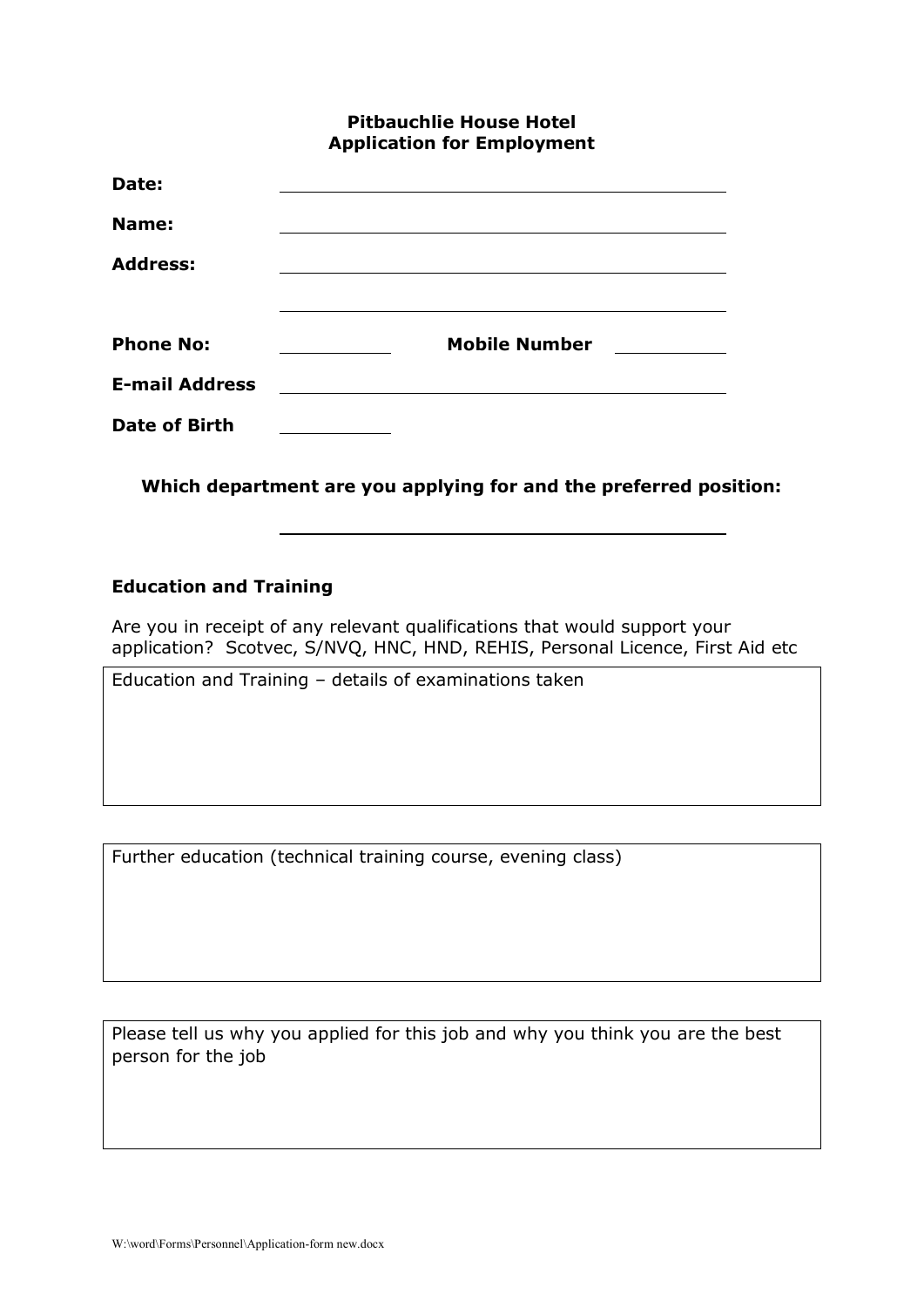# Pitbauchlie House Hotel
## Application for Employment

**Date:** \_\_\_\_\_\_\_\_\_\_\_\_\_\_\_\_\_\_\_\_\_\_\_\_\_\_\_\_\_\_

**Name:** \_\_\_\_\_\_\_\_\_\_\_\_\_\_\_\_\_\_\_\_\_\_\_\_\_\_\_\_\_\_

**Address:** \_\_\_\_\_\_\_\_\_\_\_\_\_\_\_\_\_\_\_\_\_\_\_\_\_\_\_\_\_\_

\_\_\_\_\_\_\_\_\_\_\_\_\_\_\_\_\_\_\_\_\_\_\_\_\_\_\_\_\_\_

**Phone No:** \_\_\_\_\_\_\_\_\_\_ **Mobile Number** \_\_\_\_\_\_\_\_\_\_

**E-mail Address** \_\_\_\_\_\_\_\_\_\_\_\_\_\_\_\_\_\_\_\_\_\_\_\_\_\_\_\_\_\_

**Date of Birth** \_\_\_\_\_\_\_\_\_\_

**Which department are you applying for and the preferred position:**

\_\_\_\_\_\_\_\_\_\_\_\_\_\_\_\_\_\_\_\_\_\_\_\_\_\_\_\_\_\_

### Education and Training

Are you in receipt of any relevant qualifications that would support your application? Scotvec, S/NVQ, HNC, HND, REHIS, Personal Licence, First Aid etc

| Education and Training – details of examinations taken |
| --- |
| |

| Further education (technical training course, evening class) |
| --- |
| |

| Please tell us why you applied for this job and why you think you are the best person for the job |
| --- |
| |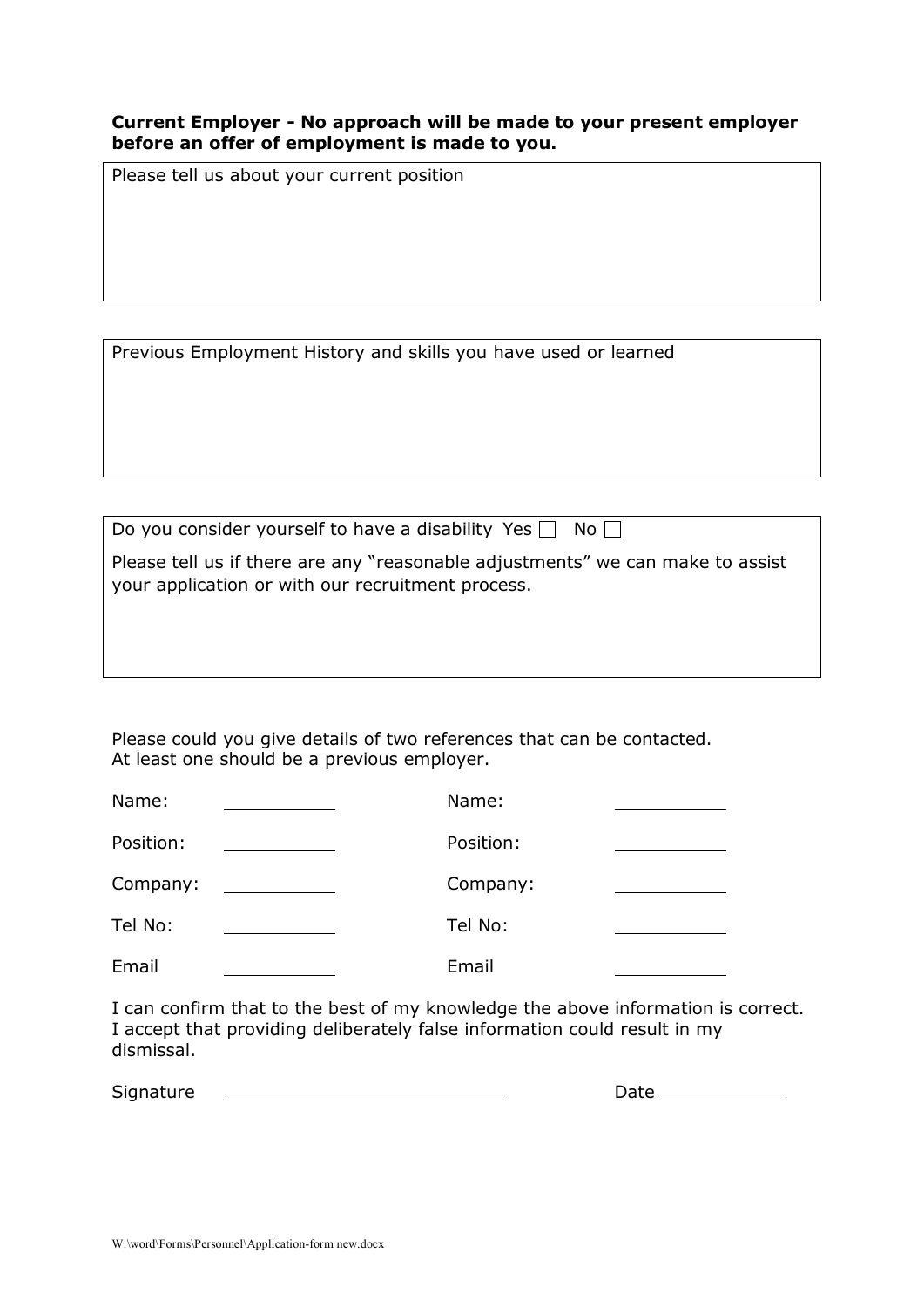**Current Employer - No approach will be made to your present employer before an offer of employment is made to you.**

Please tell us about your current position

Previous Employment History and skills you have used or learned

Do you consider yourself to have a disability Yes ☐ No ☐

Please tell us if there are any "reasonable adjustments" we can make to assist your application or with our recruitment process.

Please could you give details of two references that can be contacted.
At least one should be a previous employer.

| | | | |
|---|---|---|---|
| Name: | ________ | Name: | ________ |
| Position: | ________ | Position: | ________ |
| Company: | ________ | Company: | ________ |
| Tel No: | ________ | Tel No: | ________ |
| Email | ________ | Email | ________ |

I can confirm that to the best of my knowledge the above information is correct. I accept that providing deliberately false information could result in my dismissal.

Signature ____________________ Date __________

W:\word\Forms\Personnel\Application-form new.docx